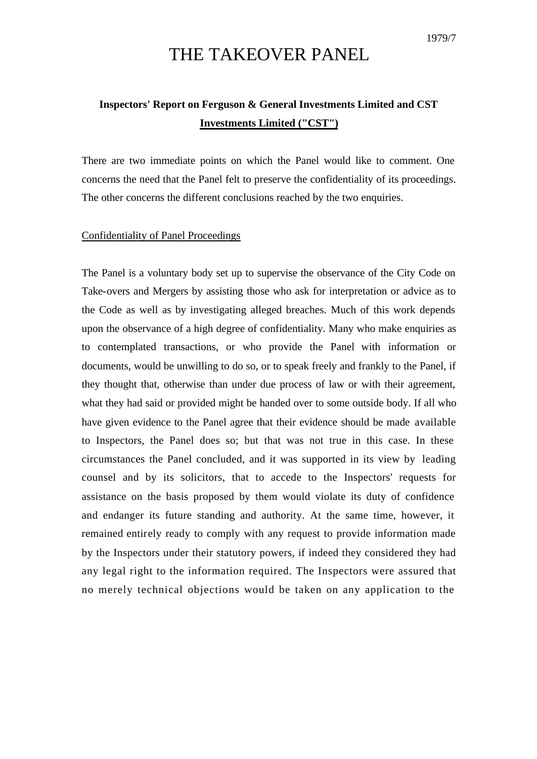1979/7

# THE TAKEOVER PANEL

## Inspectors' Report on Ferguson & General Investments Limited and CST Investments Limited ("CST")

There are two immediate points on which the Panel would like to comment. One concerns the need that the Panel felt to preserve the confidentiality of its proceedings. The other concerns the different conclusions reached by the two enquiries.

### Confidentiality of Panel Proceedings

The Panel is a voluntary body set up to supervise the observance of the City Code on Take-overs and Mergers by assisting those who ask for interpretation or advice as to the Code as well as by investigating alleged breaches. Much of this work depends upon the observance of a high degree of confidentiality. Many who make enquiries as to contemplated transactions, or who provide the Panel with information or documents, would be unwilling to do so, or to speak freely and frankly to the Panel, if they thought that, otherwise than under due process of law or with their agreement, what they had said or provided might be handed over to some outside body. If all who have given evidence to the Panel agree that their evidence should be made available to Inspectors, the Panel does so; but that was not true in this case. In these circumstances the Panel concluded, and it was supported in its view by leading counsel and by its solicitors, that to accede to the Inspectors' requests for assistance on the basis proposed by them would violate its duty of confidence and endanger its future standing and authority. At the same time, however, it remained entirely ready to comply with any request to provide information made by the Inspectors under their statutory powers, if indeed they considered they had any legal right to the information required. The Inspectors were assured that no merely technical objections would be taken on any application to the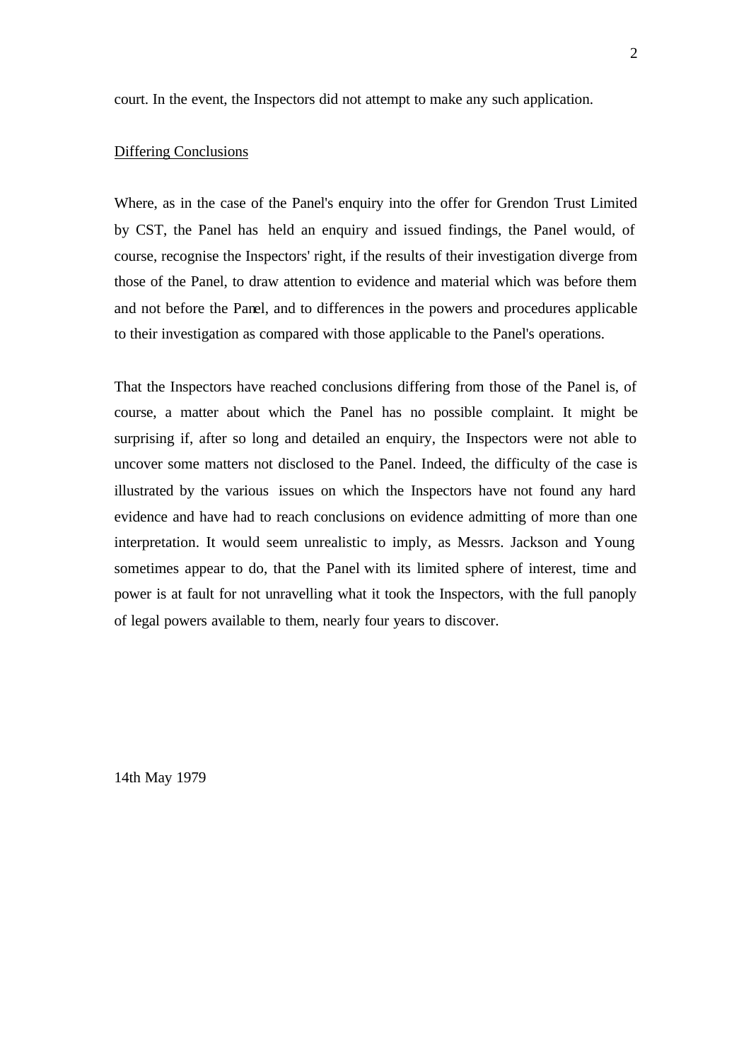court. In the event, the Inspectors did not attempt to make any such application.

Differing Conclusions

Where, as in the case of the Panel's enquiry into the offer for Grendon Trust Limited by CST, the Panel has held an enquiry and issued findings, the Panel would, of course, recognise the Inspectors' right, if the results of their investigation diverge from those of the Panel, to draw attention to evidence and material which was before them and not before the Panel, and to differences in the powers and procedures applicable to their investigation as compared with those applicable to the Panel's operations.

That the Inspectors have reached conclusions differing from those of the Panel is, of course, a matter about which the Panel has no possible complaint. It might be surprising if, after so long and detailed an enquiry, the Inspectors were not able to uncover some matters not disclosed to the Panel. Indeed, the difficulty of the case is illustrated by the various issues on which the Inspectors have not found any hard evidence and have had to reach conclusions on evidence admitting of more than one interpretation. It would seem unrealistic to imply, as Messrs. Jackson and Young sometimes appear to do, that the Panel with its limited sphere of interest, time and power is at fault for not unravelling what it took the Inspectors, with the full panoply of legal powers available to them, nearly four years to discover.

14th May 1979